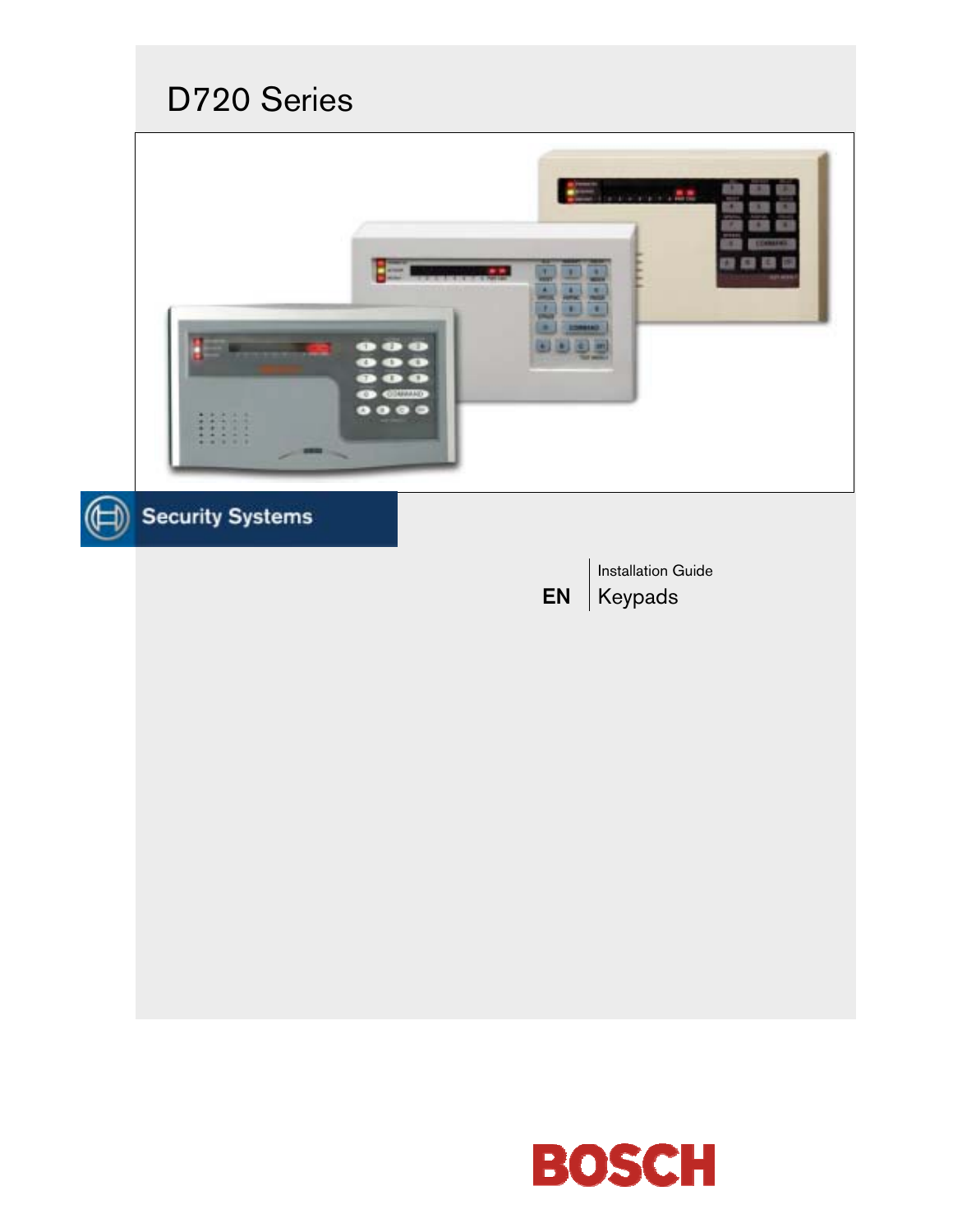# D720 Series

Security Systems

EN

Installation Guide

Keypads

BOSCH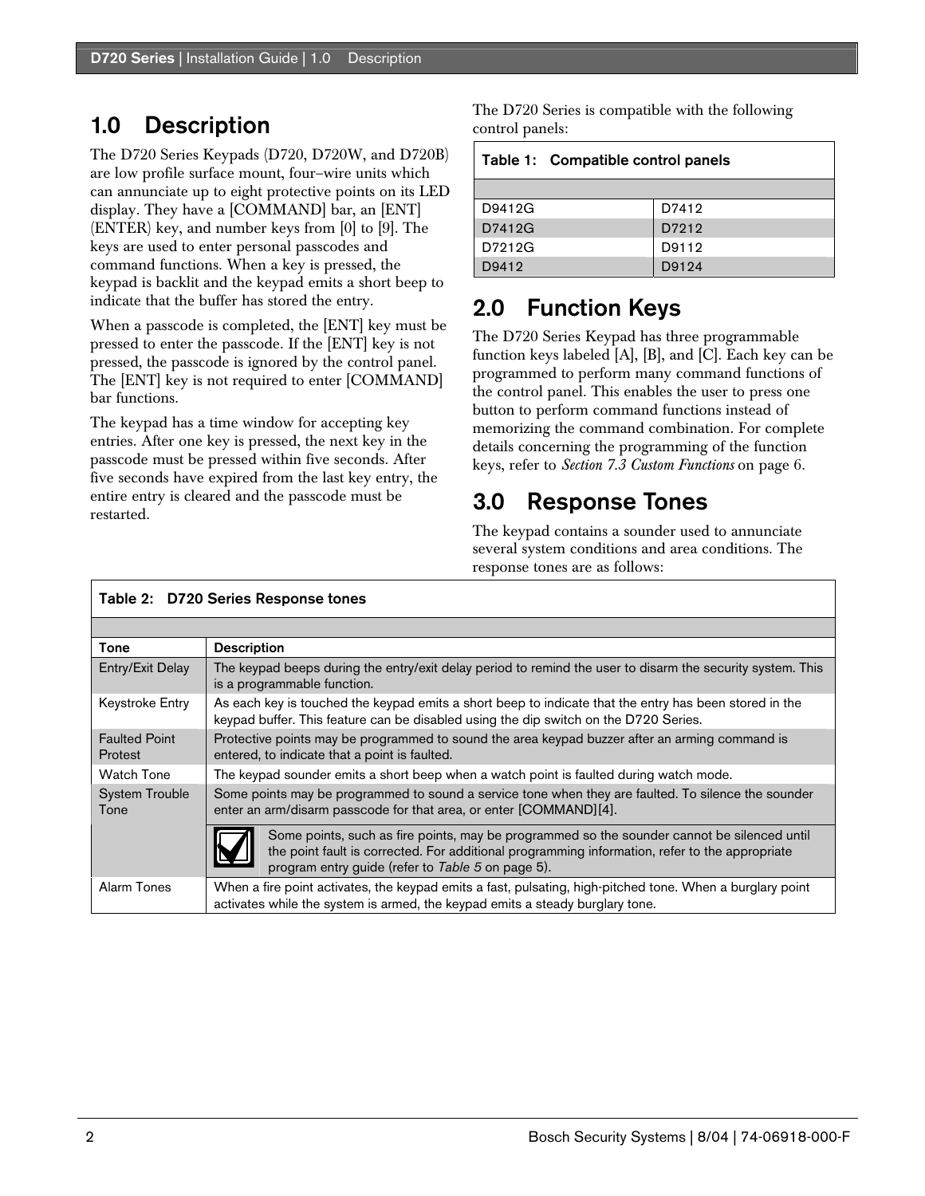## 1.0 Description

The D720 Series Keypads (D720, D720W, and D720B) are low profile surface mount, four–wire units which can annunciate up to eight protective points on its LED display. They have a [COMMAND] bar, an [ENT] (ENTER) key, and number keys from [0] to [9]. The keys are used to enter personal passcodes and command functions. When a key is pressed, the keypad is backlit and the keypad emits a short beep to indicate that the buffer has stored the entry.

When a passcode is completed, the [ENT] key must be pressed to enter the passcode. If the [ENT] key is not pressed, the passcode is ignored by the control panel. The [ENT] key is not required to enter [COMMAND] bar functions.

The keypad has a time window for accepting key entries. After one key is pressed, the next key in the passcode must be pressed within five seconds. After five seconds have expired from the last key entry, the entire entry is cleared and the passcode must be restarted.

The D720 Series is compatible with the following control panels:

**Table 1: Compatible control panels**

| | |
|---|---|
| D9412G | D7412 |
| D7412G | D7212 |
| D7212G | D9112 |
| D9412 | D9124 |

## 2.0 Function Keys

The D720 Series Keypad has three programmable function keys labeled [A], [B], and [C]. Each key can be programmed to perform many command functions of the control panel. This enables the user to press one button to perform command functions instead of memorizing the command combination. For complete details concerning the programming of the function keys, refer to *Section 7.3 Custom Functions* on page 6.

## 3.0 Response Tones

The keypad contains a sounder used to annunciate several system conditions and area conditions. The response tones are as follows:

**Table 2: D720 Series Response tones**

| Tone | Description |
|---|---|
| Entry/Exit Delay | The keypad beeps during the entry/exit delay period to remind the user to disarm the security system. This is a programmable function. |
| Keystroke Entry | As each key is touched the keypad emits a short beep to indicate that the entry has been stored in the keypad buffer. This feature can be disabled using the dip switch on the D720 Series. |
| Faulted Point Protest | Protective points may be programmed to sound the area keypad buzzer after an arming command is entered, to indicate that a point is faulted. |
| Watch Tone | The keypad sounder emits a short beep when a watch point is faulted during watch mode. |
| System Trouble Tone | Some points may be programmed to sound a service tone when they are faulted. To silence the sounder enter an arm/disarm passcode for that area, or enter [COMMAND][4]. <br> Some points, such as fire points, may be programmed so the sounder cannot be silenced until the point fault is corrected. For additional programming information, refer to the appropriate program entry guide (refer to *Table 5* on page 5). |
| Alarm Tones | When a fire point activates, the keypad emits a fast, pulsating, high-pitched tone. When a burglary point activates while the system is armed, the keypad emits a steady burglary tone. |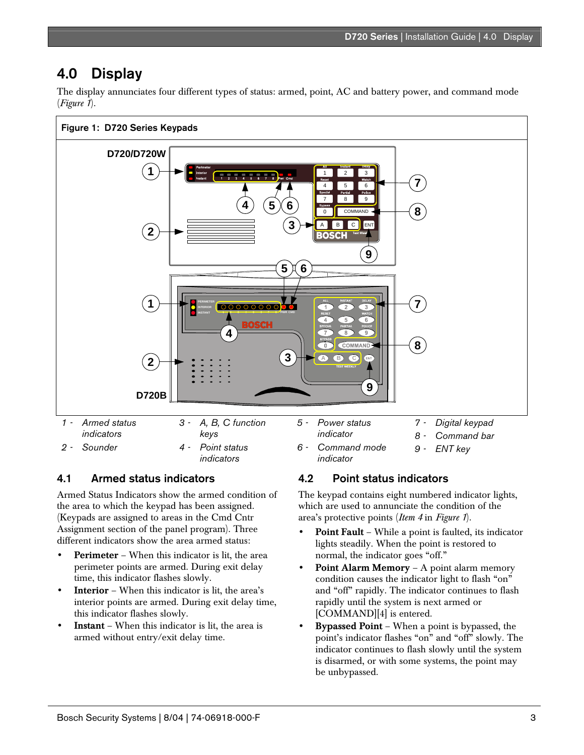# 4.0 Display

The display annunciates four different types of status: armed, point, AC and battery power, and command mode (*Figure 1*).

**Figure 1: D720 Series Keypads**

| | | | |
|---|---|---|---|
| *1 - Armed status indicators* | *3 - A, B, C function keys* | *5 - Power status indicator* | *7 - Digital keypad* |
| *2 - Sounder* | *4 - Point status indicators* | *6 - Command mode indicator* | *8 - Command bar* |
| | | | *9 - ENT key* |

## 4.1 Armed status indicators

Armed Status Indicators show the armed condition of the area to which the keypad has been assigned. (Keypads are assigned to areas in the Cmd Cntr Assignment section of the panel program). Three different indicators show the area armed status:

- **Perimeter** – When this indicator is lit, the area perimeter points are armed. During exit delay time, this indicator flashes slowly.
- **Interior** – When this indicator is lit, the area's interior points are armed. During exit delay time, this indicator flashes slowly.
- **Instant** – When this indicator is lit, the area is armed without entry/exit delay time.

## 4.2 Point status indicators

The keypad contains eight numbered indicator lights, which are used to annunciate the condition of the area's protective points (*Item 4* in *Figure 1*).

- **Point Fault** – While a point is faulted, its indicator lights steadily. When the point is restored to normal, the indicator goes "off."
- **Point Alarm Memory** – A point alarm memory condition causes the indicator light to flash "on" and "off" rapidly. The indicator continues to flash rapidly until the system is next armed or [COMMAND][4] is entered.
- **Bypassed Point** – When a point is bypassed, the point's indicator flashes "on" and "off" slowly. The indicator continues to flash slowly until the system is disarmed, or with some systems, the point may be unbypassed.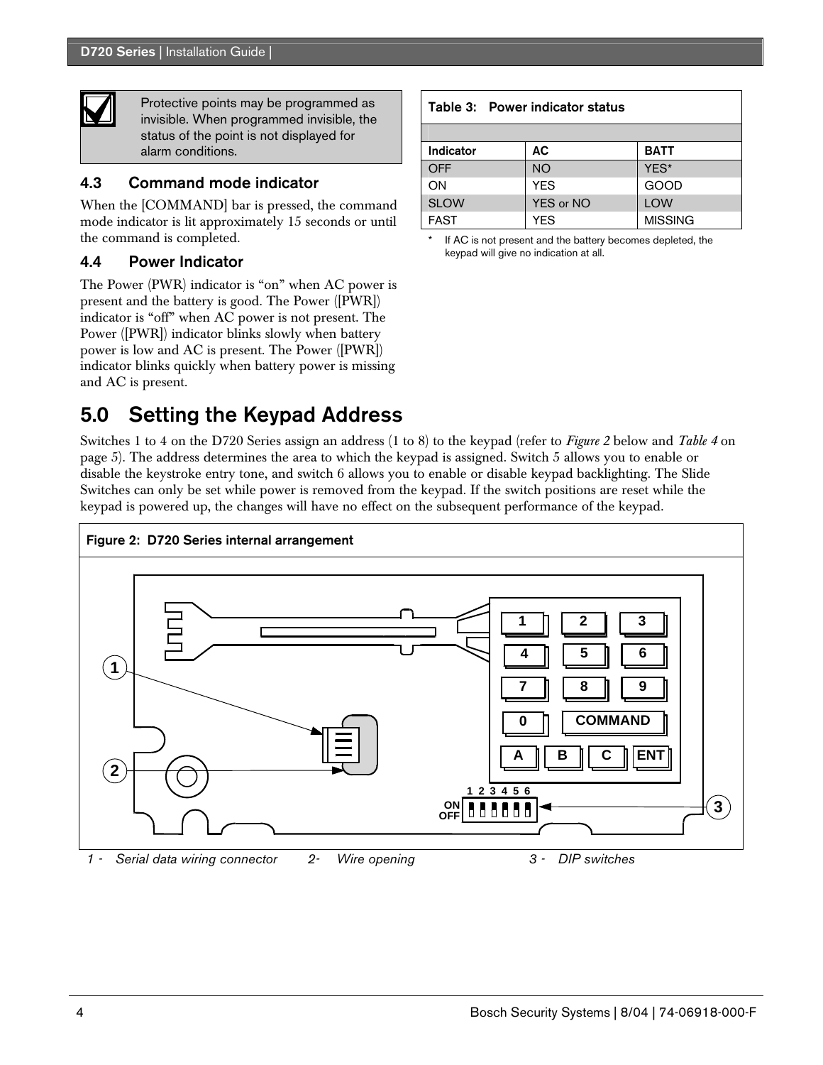> Protective points may be programmed as invisible. When programmed invisible, the status of the point is not displayed for alarm conditions.

### 4.3 Command mode indicator

When the [COMMAND] bar is pressed, the command mode indicator is lit approximately 15 seconds or until the command is completed.

### 4.4 Power Indicator

The Power (PWR) indicator is "on" when AC power is present and the battery is good. The Power ([PWR]) indicator is "off" when AC power is not present. The Power ([PWR]) indicator blinks slowly when battery power is low and AC is present. The Power ([PWR]) indicator blinks quickly when battery power is missing and AC is present.

**Table 3: Power indicator status**

| Indicator | AC | BATT |
|---|---|---|
| OFF | NO | YES* |
| ON | YES | GOOD |
| SLOW | YES or NO | LOW |
| FAST | YES | MISSING |

\* If AC is not present and the battery becomes depleted, the keypad will give no indication at all.

## 5.0 Setting the Keypad Address

Switches 1 to 4 on the D720 Series assign an address (1 to 8) to the keypad (refer to *Figure 2* below and *Table 4* on page 5). The address determines the area to which the keypad is assigned. Switch 5 allows you to enable or disable the keystroke entry tone, and switch 6 allows you to enable or disable keypad backlighting. The Slide Switches can only be set while power is removed from the keypad. If the switch positions are reset while the keypad is powered up, the changes will have no effect on the subsequent performance of the keypad.

**Figure 2: D720 Series internal arrangement**

1 - Serial data wiring connector    2- Wire opening    3 - DIP switches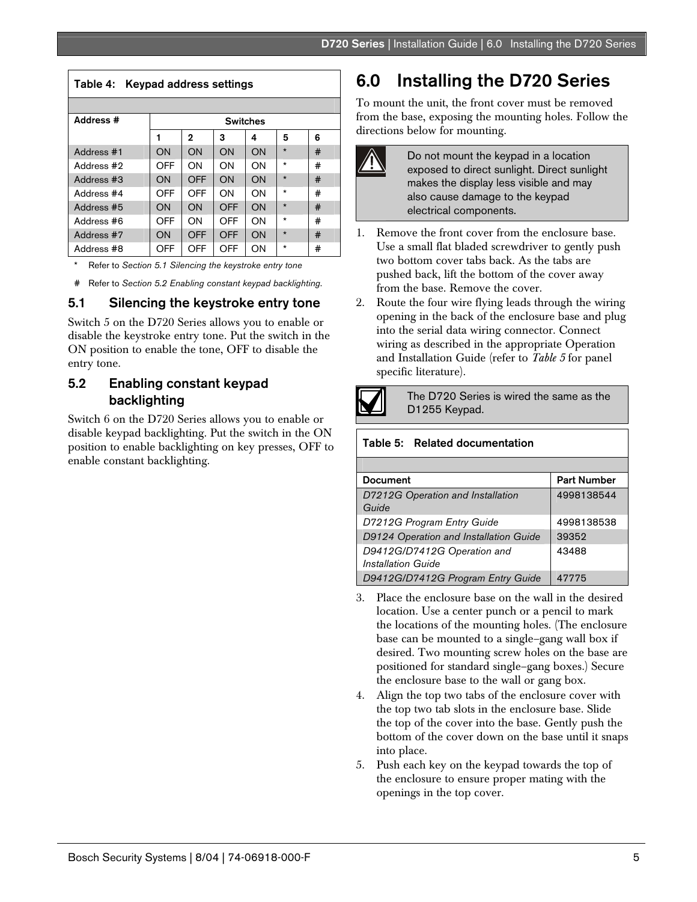**Table 4: Keypad address settings**

| Address # | Switches | | | | | |
|---|---|---|---|---|---|---|
| | 1 | 2 | 3 | 4 | 5 | 6 |
| Address #1 | ON | ON | ON | ON | * | # |
| Address #2 | OFF | ON | ON | ON | * | # |
| Address #3 | ON | OFF | ON | ON | * | # |
| Address #4 | OFF | OFF | ON | ON | * | # |
| Address #5 | ON | ON | OFF | ON | * | # |
| Address #6 | OFF | ON | OFF | ON | * | # |
| Address #7 | ON | OFF | OFF | ON | * | # |
| Address #8 | OFF | OFF | OFF | ON | * | # |

\* Refer to *Section 5.1 Silencing the keystroke entry tone*

\# Refer to *Section 5.2 Enabling constant keypad backlighting*.

### 5.1 Silencing the keystroke entry tone

Switch 5 on the D720 Series allows you to enable or disable the keystroke entry tone. Put the switch in the ON position to enable the tone, OFF to disable the entry tone.

### 5.2 Enabling constant keypad backlighting

Switch 6 on the D720 Series allows you to enable or disable keypad backlighting. Put the switch in the ON position to enable backlighting on key presses, OFF to enable constant backlighting.

## 6.0 Installing the D720 Series

To mount the unit, the front cover must be removed from the base, exposing the mounting holes. Follow the directions below for mounting.

> Do not mount the keypad in a location exposed to direct sunlight. Direct sunlight makes the display less visible and may also cause damage to the keypad electrical components.

1. Remove the front cover from the enclosure base. Use a small flat bladed screwdriver to gently push two bottom cover tabs back. As the tabs are pushed back, lift the bottom of the cover away from the base. Remove the cover.
2. Route the four wire flying leads through the wiring opening in the back of the enclosure base and plug into the serial data wiring connector. Connect wiring as described in the appropriate Operation and Installation Guide (refer to *Table 5* for panel specific literature).

> The D720 Series is wired the same as the D1255 Keypad.

**Table 5: Related documentation**

| Document | Part Number |
|---|---|
| *D7212G Operation and Installation Guide* | 4998138544 |
| *D7212G Program Entry Guide* | 4998138538 |
| *D9124 Operation and Installation Guide* | 39352 |
| *D9412G/D7412G Operation and Installation Guide* | 43488 |
| *D9412G/D7412G Program Entry Guide* | 47775 |

3. Place the enclosure base on the wall in the desired location. Use a center punch or a pencil to mark the locations of the mounting holes. (The enclosure base can be mounted to a single–gang wall box if desired. Two mounting screw holes on the base are positioned for standard single–gang boxes.) Secure the enclosure base to the wall or gang box.
4. Align the top two tabs of the enclosure cover with the top two tab slots in the enclosure base. Slide the top of the cover into the base. Gently push the bottom of the cover down on the base until it snaps into place.
5. Push each key on the keypad towards the top of the enclosure to ensure proper mating with the openings in the top cover.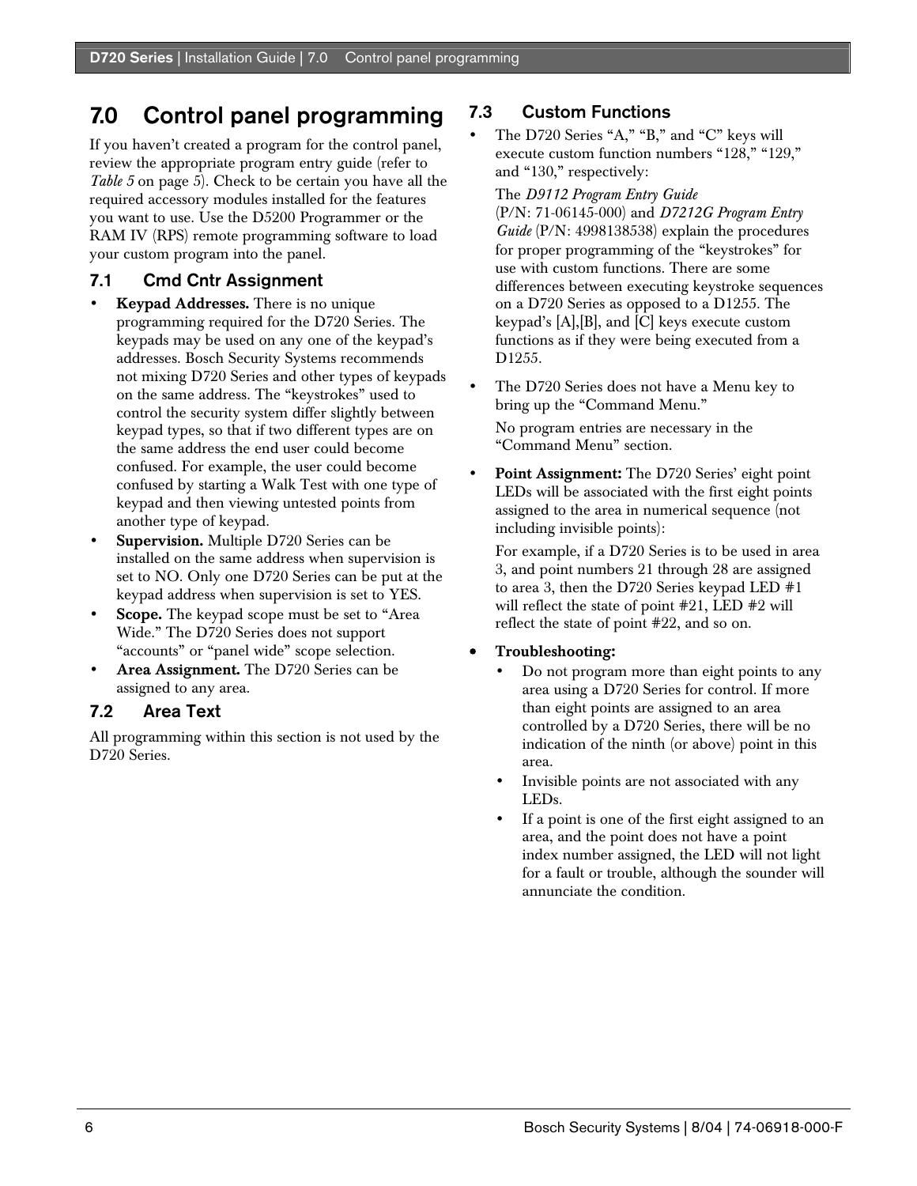# 7.0 Control panel programming

If you haven't created a program for the control panel, review the appropriate program entry guide (refer to *Table 5* on page 5). Check to be certain you have all the required accessory modules installed for the features you want to use. Use the D5200 Programmer or the RAM IV (RPS) remote programming software to load your custom program into the panel.

## 7.1 Cmd Cntr Assignment

- **Keypad Addresses.** There is no unique programming required for the D720 Series. The keypads may be used on any one of the keypad's addresses. Bosch Security Systems recommends not mixing D720 Series and other types of keypads on the same address. The "keystrokes" used to control the security system differ slightly between keypad types, so that if two different types are on the same address the end user could become confused. For example, the user could become confused by starting a Walk Test with one type of keypad and then viewing untested points from another type of keypad.
- **Supervision.** Multiple D720 Series can be installed on the same address when supervision is set to NO. Only one D720 Series can be put at the keypad address when supervision is set to YES.
- **Scope.** The keypad scope must be set to "Area Wide." The D720 Series does not support "accounts" or "panel wide" scope selection.
- **Area Assignment.** The D720 Series can be assigned to any area.

## 7.2 Area Text

All programming within this section is not used by the D720 Series.

## 7.3 Custom Functions

- The D720 Series "A," "B," and "C" keys will execute custom function numbers "128," "129," and "130," respectively:

  The *D9112 Program Entry Guide* (P/N: 71-06145-000) and *D7212G Program Entry Guide* (P/N: 4998138538) explain the procedures for proper programming of the "keystrokes" for use with custom functions. There are some differences between executing keystroke sequences on a D720 Series as opposed to a D1255. The keypad's [A],[B], and [C] keys execute custom functions as if they were being executed from a D1255.

- The D720 Series does not have a Menu key to bring up the "Command Menu."

  No program entries are necessary in the "Command Menu" section.

- **Point Assignment:** The D720 Series' eight point LEDs will be associated with the first eight points assigned to the area in numerical sequence (not including invisible points):

  For example, if a D720 Series is to be used in area 3, and point numbers 21 through 28 are assigned to area 3, then the D720 Series keypad LED #1 will reflect the state of point #21, LED #2 will reflect the state of point #22, and so on.

- **Troubleshooting:**
  - Do not program more than eight points to any area using a D720 Series for control. If more than eight points are assigned to an area controlled by a D720 Series, there will be no indication of the ninth (or above) point in this area.
  - Invisible points are not associated with any LEDs.
  - If a point is one of the first eight assigned to an area, and the point does not have a point index number assigned, the LED will not light for a fault or trouble, although the sounder will annunciate the condition.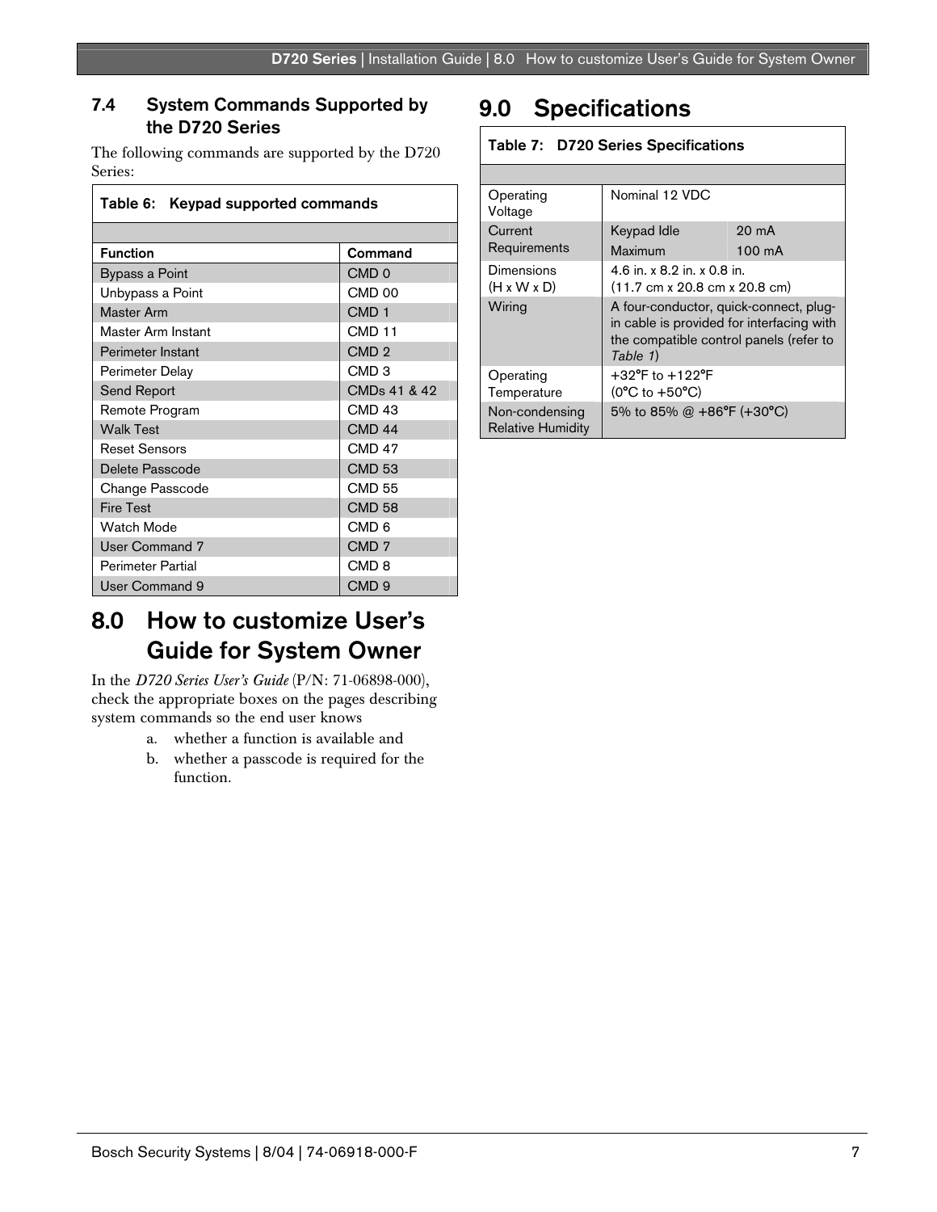### 7.4 System Commands Supported by the D720 Series

The following commands are supported by the D720 Series:

**Table 6: Keypad supported commands**

| Function | Command |
|---|---|
| Bypass a Point | CMD 0 |
| Unbypass a Point | CMD 00 |
| Master Arm | CMD 1 |
| Master Arm Instant | CMD 11 |
| Perimeter Instant | CMD 2 |
| Perimeter Delay | CMD 3 |
| Send Report | CMDs 41 & 42 |
| Remote Program | CMD 43 |
| Walk Test | CMD 44 |
| Reset Sensors | CMD 47 |
| Delete Passcode | CMD 53 |
| Change Passcode | CMD 55 |
| Fire Test | CMD 58 |
| Watch Mode | CMD 6 |
| User Command 7 | CMD 7 |
| Perimeter Partial | CMD 8 |
| User Command 9 | CMD 9 |

## 8.0 How to customize User's Guide for System Owner

In the *D720 Series User's Guide* (P/N: 71-06898-000), check the appropriate boxes on the pages describing system commands so the end user knows

a. whether a function is available and
b. whether a passcode is required for the function.

## 9.0 Specifications

**Table 7: D720 Series Specifications**

| | | |
|---|---|---|
| Operating Voltage | Nominal 12 VDC | |
| Current Requirements | Keypad Idle | 20 mA |
| | Maximum | 100 mA |
| Dimensions (H x W x D) | 4.6 in. x 8.2 in. x 0.8 in. (11.7 cm x 20.8 cm x 20.8 cm) | |
| Wiring | A four-conductor, quick-connect, plug-in cable is provided for interfacing with the compatible control panels (refer to *Table 1*) | |
| Operating Temperature | +32°F to +122°F (0°C to +50°C) | |
| Non-condensing Relative Humidity | 5% to 85% @ +86°F (+30°C) | |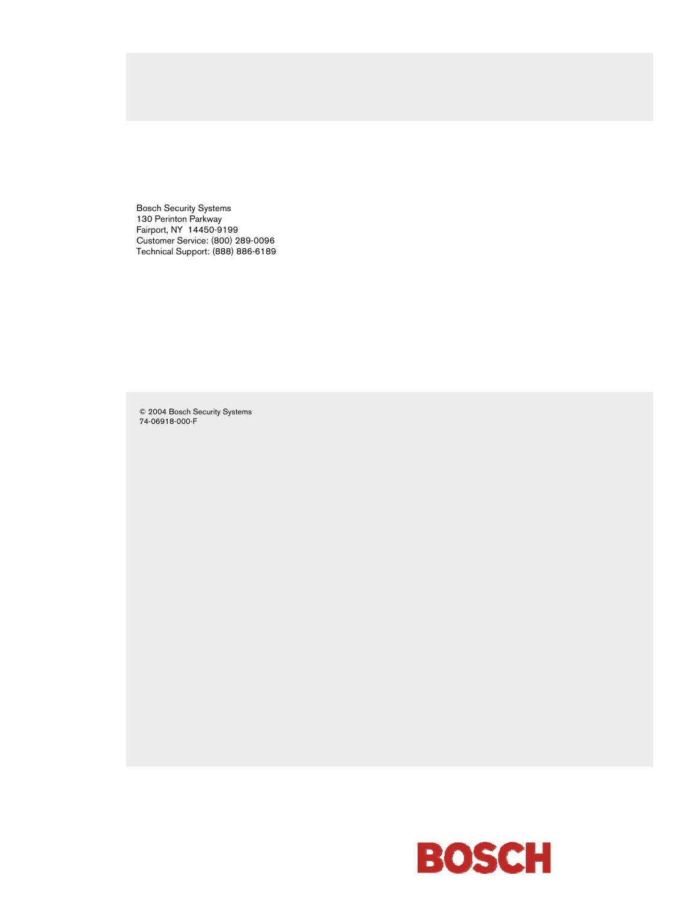Bosch Security Systems  
130 Perinton Parkway  
Fairport, NY 14450-9199  
Customer Service: (800) 289-0096  
Technical Support: (888) 886-6189

© 2004 Bosch Security Systems  
74-06918-000-F

BOSCH